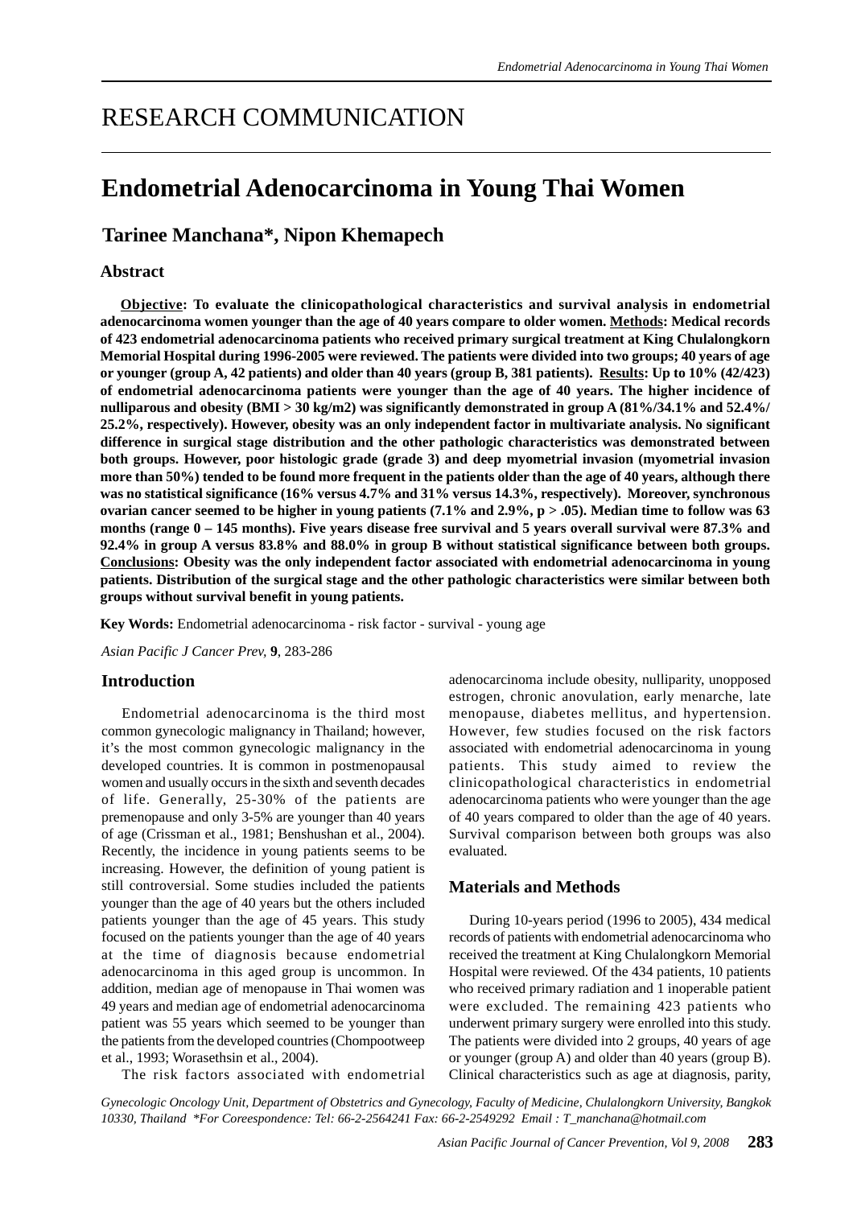# RESEARCH COMMUNICATION

# Endometrial Adenocarcinoma in Young Thai Women

## Tarinee Manchana*, Nipon Khemapech

### Abstract

**Objective: To evaluate the clinicopathological characteristics and survival analysis in endometrial adenocarcinoma women younger than the age of 40 years compare to older women. Methods: Medical records of 423 endometrial adenocarcinoma patients who received primary surgical treatment at King Chulalongkorn Memorial Hospital during 1996-2005 were reviewed. The patients were divided into two groups; 40 years of age or younger (group A, 42 patients) and older than 40 years (group B, 381 patients). Results: Up to 10% (42/423) of endometrial adenocarcinoma patients were younger than the age of 40 years. The higher incidence of nulliparous and obesity (BMI > 30 kg/m2) was significantly demonstrated in group A (81%/34.1% and 52.4%/25.2%, respectively). However, obesity was an only independent factor in multivariate analysis. No significant difference in surgical stage distribution and the other pathologic characteristics was demonstrated between both groups. However, poor histologic grade (grade 3) and deep myometrial invasion (myometrial invasion more than 50%) tended to be found more frequent in the patients older than the age of 40 years, although there was no statistical significance (16% versus 4.7% and 31% versus 14.3%, respectively). Moreover, synchronous ovarian cancer seemed to be higher in young patients (7.1% and 2.9%, p > .05). Median time to follow was 63 months (range 0 – 145 months). Five years disease free survival and 5 years overall survival were 87.3% and 92.4% in group A versus 83.8% and 88.0% in group B without statistical significance between both groups. Conclusions: Obesity was the only independent factor associated with endometrial adenocarcinoma in young patients. Distribution of the surgical stage and the other pathologic characteristics were similar between both groups without survival benefit in young patients.**

**Key Words:** Endometrial adenocarcinoma - risk factor - survival - young age

*Asian Pacific J Cancer Prev,* **9**, 283-286

### Introduction

Endometrial adenocarcinoma is the third most common gynecologic malignancy in Thailand; however, it's the most common gynecologic malignancy in the developed countries. It is common in postmenopausal women and usually occurs in the sixth and seventh decades of life. Generally, 25-30% of the patients are premenopause and only 3-5% are younger than 40 years of age (Crissman et al., 1981; Benshushan et al., 2004). Recently, the incidence in young patients seems to be increasing. However, the definition of young patient is still controversial. Some studies included the patients younger than the age of 40 years but the others included patients younger than the age of 45 years. This study focused on the patients younger than the age of 40 years at the time of diagnosis because endometrial adenocarcinoma in this aged group is uncommon. In addition, median age of menopause in Thai women was 49 years and median age of endometrial adenocarcinoma patient was 55 years which seemed to be younger than the patients from the developed countries (Chompootweep et al., 1993; Worasethsin et al., 2004).

The risk factors associated with endometrial adenocarcinoma include obesity, nulliparity, unopposed estrogen, chronic anovulation, early menarche, late menopause, diabetes mellitus, and hypertension. However, few studies focused on the risk factors associated with endometrial adenocarcinoma in young patients. This study aimed to review the clinicopathological characteristics in endometrial adenocarcinoma patients who were younger than the age of 40 years compared to older than the age of 40 years. Survival comparison between both groups was also evaluated.

### Materials and Methods

During 10-years period (1996 to 2005), 434 medical records of patients with endometrial adenocarcinoma who received the treatment at King Chulalongkorn Memorial Hospital were reviewed. Of the 434 patients, 10 patients who received primary radiation and 1 inoperable patient were excluded. The remaining 423 patients who underwent primary surgery were enrolled into this study. The patients were divided into 2 groups, 40 years of age or younger (group A) and older than 40 years (group B). Clinical characteristics such as age at diagnosis, parity,

*Gynecologic Oncology Unit, Department of Obstetrics and Gynecology, Faculty of Medicine, Chulalongkorn University, Bangkok 10330, Thailand *For Coreespondence: Tel: 66-2-2564241 Fax: 66-2-2549292 Email : T_manchana@hotmail.com*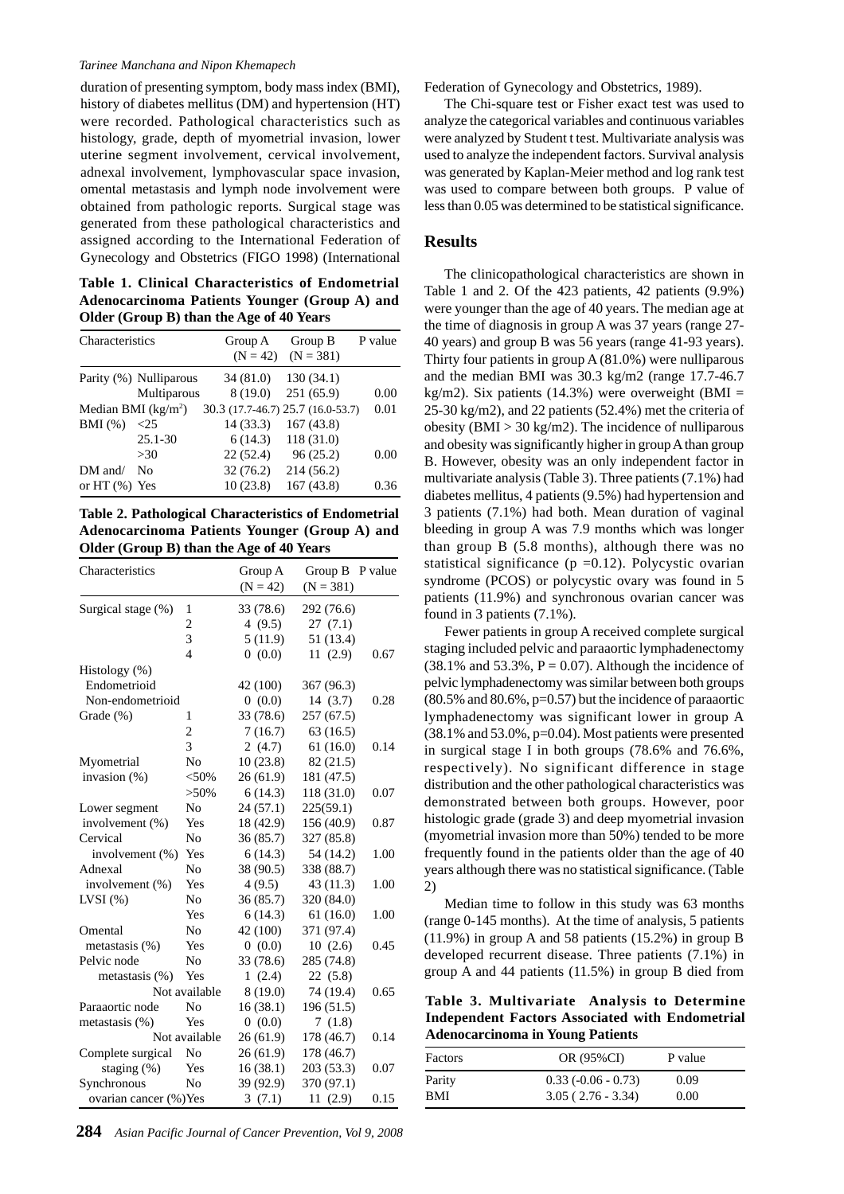duration of presenting symptom, body mass index (BMI), history of diabetes mellitus (DM) and hypertension (HT) were recorded. Pathological characteristics such as histology, grade, depth of myometrial invasion, lower uterine segment involvement, cervical involvement, adnexal involvement, lymphovascular space invasion, omental metastasis and lymph node involvement were obtained from pathologic reports. Surgical stage was generated from these pathological characteristics and assigned according to the International Federation of Gynecology and Obstetrics (FIGO 1998) (International Federation of Gynecology and Obstetrics, 1989).

The Chi-square test or Fisher exact test was used to analyze the categorical variables and continuous variables were analyzed by Student t test. Multivariate analysis was used to analyze the independent factors. Survival analysis was generated by Kaplan-Meier method and log rank test was used to compare between both groups. P value of less than 0.05 was determined to be statistical significance.

**Table 1. Clinical Characteristics of Endometrial Adenocarcinoma Patients Younger (Group A) and Older (Group B) than the Age of 40 Years**

| Characteristics | | Group A (N = 42) | Group B (N = 381) | P value |
|---|---|---|---|---|
| Parity (%) | Nulliparous | 34 (81.0) | 130 (34.1) | |
| | Multiparous | 8 (19.0) | 251 (65.9) | 0.00 |
| Median BMI (kg/m$^2$) | | 30.3 (17.7-46.7) | 25.7 (16.0-53.7) | 0.01 |
| BMI (%) | <25 | 14 (33.3) | 167 (43.8) | |
| | 25.1-30 | 6 (14.3) | 118 (31.0) | |
| | >30 | 22 (52.4) | 96 (25.2) | 0.00 |
| DM and/ or HT (%) | No | 32 (76.2) | 214 (56.2) | |
| | Yes | 10 (23.8) | 167 (43.8) | 0.36 |

**Table 2. Pathological Characteristics of Endometrial Adenocarcinoma Patients Younger (Group A) and Older (Group B) than the Age of 40 Years**

| Characteristics | | Group A (N = 42) | Group B (N = 381) | P value |
|---|---|---|---|---|
| Surgical stage (%) | 1 | 33 (78.6) | 292 (76.6) | |
| | 2 | 4 (9.5) | 27 (7.1) | |
| | 3 | 5 (11.9) | 51 (13.4) | |
| | 4 | 0 (0.0) | 11 (2.9) | 0.67 |
| Histology (%) | | | | |
| Endometrioid | | 42 (100) | 367 (96.3) | |
| Non-endometrioid | | 0 (0.0) | 14 (3.7) | 0.28 |
| Grade (%) | 1 | 33 (78.6) | 257 (67.5) | |
| | 2 | 7 (16.7) | 63 (16.5) | |
| | 3 | 2 (4.7) | 61 (16.0) | 0.14 |
| Myometrial invasion (%) | No | 10 (23.8) | 82 (21.5) | |
| | <50% | 26 (61.9) | 181 (47.5) | |
| | >50% | 6 (14.3) | 118 (31.0) | 0.07 |
| Lower segment involvement (%) | No | 24 (57.1) | 225(59.1) | |
| | Yes | 18 (42.9) | 156 (40.9) | 0.87 |
| Cervical involvement (%) | No | 36 (85.7) | 327 (85.8) | |
| | Yes | 6 (14.3) | 54 (14.2) | 1.00 |
| Adnexal involvement (%) | No | 38 (90.5) | 338 (88.7) | |
| | Yes | 4 (9.5) | 43 (11.3) | 1.00 |
| LVSI (%) | No | 36 (85.7) | 320 (84.0) | |
| | Yes | 6 (14.3) | 61 (16.0) | 1.00 |
| Omental metastasis (%) | No | 42 (100) | 371 (97.4) | |
| | Yes | 0 (0.0) | 10 (2.6) | 0.45 |
| Pelvic node metastasis (%) | No | 33 (78.6) | 285 (74.8) | |
| | Yes | 1 (2.4) | 22 (5.8) | |
| | Not available | 8 (19.0) | 74 (19.4) | 0.65 |
| Paraaortic node metastasis (%) | No | 16 (38.1) | 196 (51.5) | |
| | Yes | 0 (0.0) | 7 (1.8) | |
| | Not available | 26 (61.9) | 178 (46.7) | 0.14 |
| Complete surgical staging (%) | No | 26 (61.9) | 178 (46.7) | |
| | Yes | 16 (38.1) | 203 (53.3) | 0.07 |
| Synchronous ovarian cancer (%) | No | 39 (92.9) | 370 (97.1) | |
| | Yes | 3 (7.1) | 11 (2.9) | 0.15 |

## Results

The clinicopathological characteristics are shown in Table 1 and 2. Of the 423 patients, 42 patients (9.9%) were younger than the age of 40 years. The median age at the time of diagnosis in group A was 37 years (range 27-40 years) and group B was 56 years (range 41-93 years). Thirty four patients in group A (81.0%) were nulliparous and the median BMI was 30.3 kg/m2 (range 17.7-46.7 kg/m2). Six patients (14.3%) were overweight (BMI = 25-30 kg/m2), and 22 patients (52.4%) met the criteria of obesity (BMI > 30 kg/m2). The incidence of nulliparous and obesity was significantly higher in group A than group B. However, obesity was an only independent factor in multivariate analysis (Table 3). Three patients (7.1%) had diabetes mellitus, 4 patients (9.5%) had hypertension and 3 patients (7.1%) had both. Mean duration of vaginal bleeding in group A was 7.9 months which was longer than group B (5.8 months), although there was no statistical significance (p =0.12). Polycystic ovarian syndrome (PCOS) or polycystic ovary was found in 5 patients (11.9%) and synchronous ovarian cancer was found in 3 patients (7.1%).

Fewer patients in group A received complete surgical staging included pelvic and paraaortic lymphadenectomy (38.1% and 53.3%, P = 0.07). Although the incidence of pelvic lymphadenectomy was similar between both groups (80.5% and 80.6%, p=0.57) but the incidence of paraaortic lymphadenectomy was significant lower in group A (38.1% and 53.0%, p=0.04). Most patients were presented in surgical stage I in both groups (78.6% and 76.6%, respectively). No significant difference in stage distribution and the other pathological characteristics was demonstrated between both groups. However, poor histologic grade (grade 3) and deep myometrial invasion (myometrial invasion more than 50%) tended to be more frequently found in the patients older than the age of 40 years although there was no statistical significance. (Table 2)

Median time to follow in this study was 63 months (range 0-145 months). At the time of analysis, 5 patients (11.9%) in group A and 58 patients (15.2%) in group B developed recurrent disease. Three patients (7.1%) in group A and 44 patients (11.5%) in group B died from

**Table 3. Multivariate Analysis to Determine Independent Factors Associated with Endometrial Adenocarcinoma in Young Patients**

| Factors | OR (95%CI) | P value |
|---|---|---|
| Parity | 0.33 (-0.06 - 0.73) | 0.09 |
| BMI | 3.05 ( 2.76 - 3.34) | 0.00 |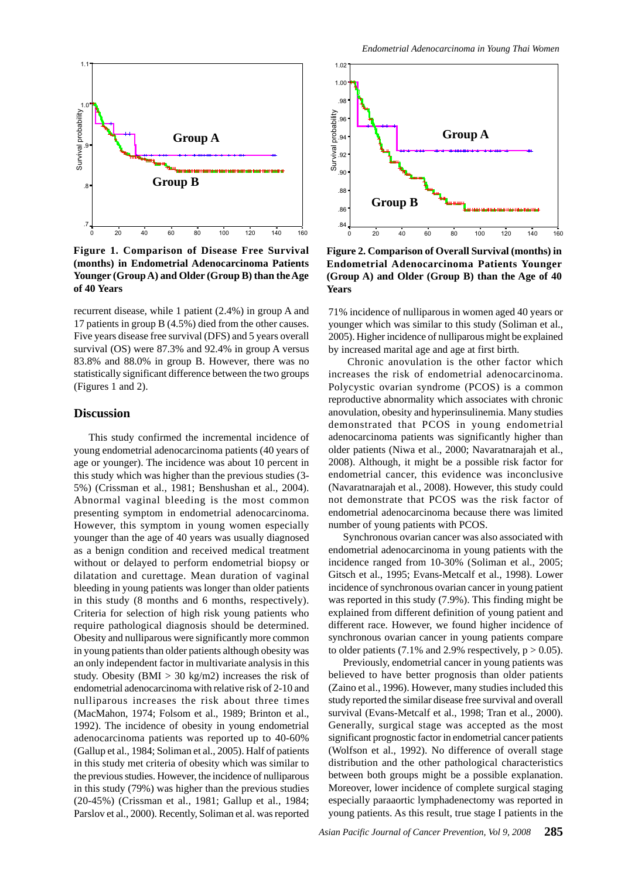**Figure 1. Comparison of Disease Free Survival (months) in Endometrial Adenocarcinoma Patients Younger (Group A) and Older (Group B) than the Age of 40 Years**

**Figure 2. Comparison of Overall Survival (months) in Endometrial Adenocarcinoma Patients Younger (Group A) and Older (Group B) than the Age of 40 Years**

recurrent disease, while 1 patient (2.4%) in group A and 17 patients in group B (4.5%) died from the other causes. Five years disease free survival (DFS) and 5 years overall survival (OS) were 87.3% and 92.4% in group A versus 83.8% and 88.0% in group B. However, there was no statistically significant difference between the two groups (Figures 1 and 2).

## Discussion

This study confirmed the incremental incidence of young endometrial adenocarcinoma patients (40 years of age or younger). The incidence was about 10 percent in this study which was higher than the previous studies (3-5%) (Crissman et al., 1981; Benshushan et al., 2004). Abnormal vaginal bleeding is the most common presenting symptom in endometrial adenocarcinoma. However, this symptom in young women especially younger than the age of 40 years was usually diagnosed as a benign condition and received medical treatment without or delayed to perform endometrial biopsy or dilatation and curettage. Mean duration of vaginal bleeding in young patients was longer than older patients in this study (8 months and 6 months, respectively). Criteria for selection of high risk young patients who require pathological diagnosis should be determined. Obesity and nulliparous were significantly more common in young patients than older patients although obesity was an only independent factor in multivariate analysis in this study. Obesity (BMI > 30 kg/m2) increases the risk of endometrial adenocarcinoma with relative risk of 2-10 and nulliparous increases the risk about three times (MacMahon, 1974; Folsom et al., 1989; Brinton et al., 1992). The incidence of obesity in young endometrial adenocarcinoma patients was reported up to 40-60% (Gallup et al., 1984; Soliman et al., 2005). Half of patients in this study met criteria of obesity which was similar to the previous studies. However, the incidence of nulliparous in this study (79%) was higher than the previous studies (20-45%) (Crissman et al., 1981; Gallup et al., 1984; Parslov et al., 2000). Recently, Soliman et al. was reported 71% incidence of nulliparous in women aged 40 years or younger which was similar to this study (Soliman et al., 2005). Higher incidence of nulliparous might be explained by increased marital age and age at first birth.

Chronic anovulation is the other factor which increases the risk of endometrial adenocarcinoma. Polycystic ovarian syndrome (PCOS) is a common reproductive abnormality which associates with chronic anovulation, obesity and hyperinsulinemia. Many studies demonstrated that PCOS in young endometrial adenocarcinoma patients was significantly higher than older patients (Niwa et al., 2000; Navaratnarajah et al., 2008). Although, it might be a possible risk factor for endometrial cancer, this evidence was inconclusive (Navaratnarajah et al., 2008). However, this study could not demonstrate that PCOS was the risk factor of endometrial adenocarcinoma because there was limited number of young patients with PCOS.

Synchronous ovarian cancer was also associated with endometrial adenocarcinoma in young patients with the incidence ranged from 10-30% (Soliman et al., 2005; Gitsch et al., 1995; Evans-Metcalf et al., 1998). Lower incidence of synchronous ovarian cancer in young patient was reported in this study (7.9%). This finding might be explained from different definition of young patient and different race. However, we found higher incidence of synchronous ovarian cancer in young patients compare to older patients (7.1% and 2.9% respectively, $p > 0.05$).

Previously, endometrial cancer in young patients was believed to have better prognosis than older patients (Zaino et al., 1996). However, many studies included this study reported the similar disease free survival and overall survival (Evans-Metcalf et al., 1998; Tran et al., 2000). Generally, surgical stage was accepted as the most significant prognostic factor in endometrial cancer patients (Wolfson et al., 1992). No difference of overall stage distribution and the other pathological characteristics between both groups might be a possible explanation. Moreover, lower incidence of complete surgical staging especially paraaortic lymphadenectomy was reported in young patients. As this result, true stage I patients in the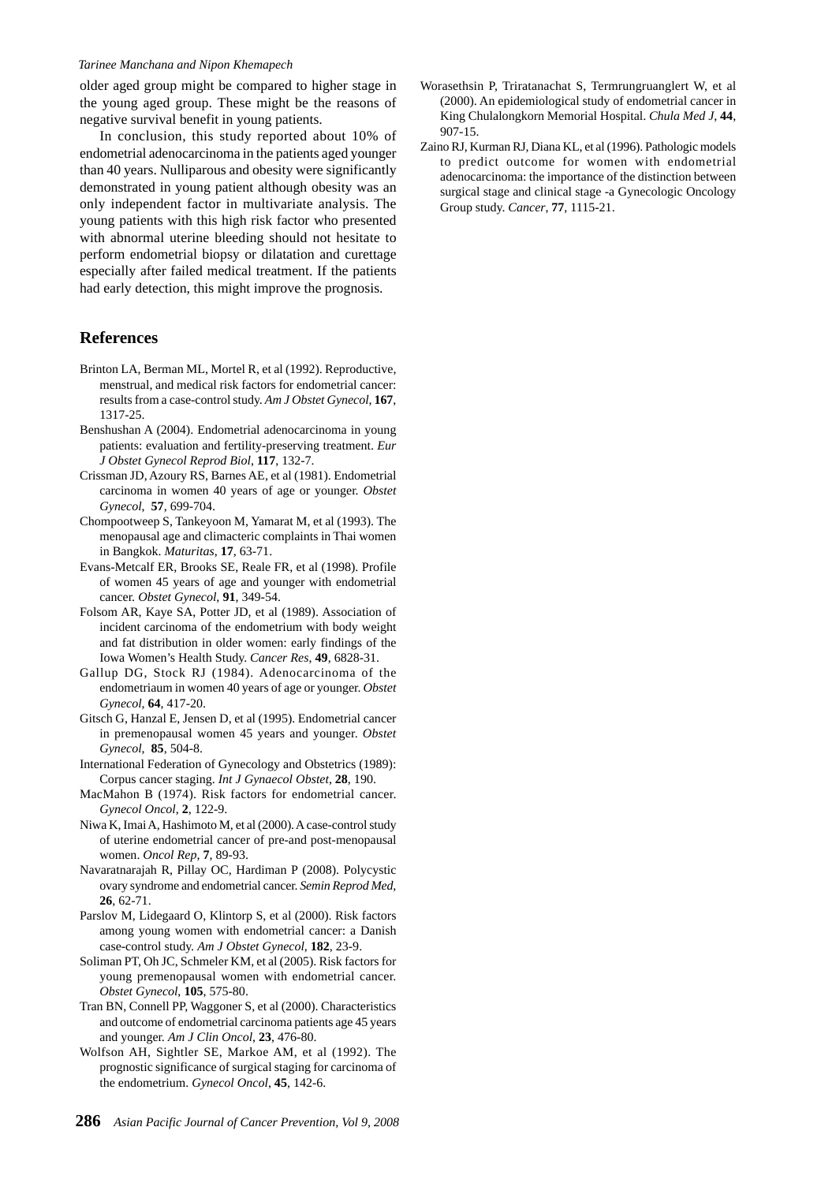older aged group might be compared to higher stage in the young aged group. These might be the reasons of negative survival benefit in young patients.

In conclusion, this study reported about 10% of endometrial adenocarcinoma in the patients aged younger than 40 years. Nulliparous and obesity were significantly demonstrated in young patient although obesity was an only independent factor in multivariate analysis. The young patients with this high risk factor who presented with abnormal uterine bleeding should not hesitate to perform endometrial biopsy or dilatation and curettage especially after failed medical treatment. If the patients had early detection, this might improve the prognosis.

## References

Brinton LA, Berman ML, Mortel R, et al (1992). Reproductive, menstrual, and medical risk factors for endometrial cancer: results from a case-control study. *Am J Obstet Gynecol*, **167**, 1317-25.

Benshushan A (2004). Endometrial adenocarcinoma in young patients: evaluation and fertility-preserving treatment. *Eur J Obstet Gynecol Reprod Biol*, **117**, 132-7.

Crissman JD, Azoury RS, Barnes AE, et al (1981). Endometrial carcinoma in women 40 years of age or younger. *Obstet Gynecol*, **57**, 699-704.

Chompootweep S, Tankeyoon M, Yamarat M, et al (1993). The menopausal age and climacteric complaints in Thai women in Bangkok. *Maturitas*, **17**, 63-71.

Evans-Metcalf ER, Brooks SE, Reale FR, et al (1998). Profile of women 45 years of age and younger with endometrial cancer. *Obstet Gynecol*, **91**, 349-54.

Folsom AR, Kaye SA, Potter JD, et al (1989). Association of incident carcinoma of the endometrium with body weight and fat distribution in older women: early findings of the Iowa Women's Health Study. *Cancer Res*, **49**, 6828-31.

Gallup DG, Stock RJ (1984). Adenocarcinoma of the endometriaum in women 40 years of age or younger. *Obstet Gynecol*, **64**, 417-20.

Gitsch G, Hanzal E, Jensen D, et al (1995). Endometrial cancer in premenopausal women 45 years and younger. *Obstet Gynecol*, **85**, 504-8.

International Federation of Gynecology and Obstetrics (1989): Corpus cancer staging. *Int J Gynaecol Obstet*, **28**, 190.

MacMahon B (1974). Risk factors for endometrial cancer. *Gynecol Oncol*, **2**, 122-9.

Niwa K, Imai A, Hashimoto M, et al (2000). A case-control study of uterine endometrial cancer of pre-and post-menopausal women. *Oncol Rep*, **7**, 89-93.

Navaratnarajah R, Pillay OC, Hardiman P (2008). Polycystic ovary syndrome and endometrial cancer. *Semin Reprod Med*, **26**, 62-71.

Parslov M, Lidegaard O, Klintorp S, et al (2000). Risk factors among young women with endometrial cancer: a Danish case-control study. *Am J Obstet Gynecol*, **182**, 23-9.

Soliman PT, Oh JC, Schmeler KM, et al (2005). Risk factors for young premenopausal women with endometrial cancer. *Obstet Gynecol*, **105**, 575-80.

Tran BN, Connell PP, Waggoner S, et al (2000). Characteristics and outcome of endometrial carcinoma patients age 45 years and younger. *Am J Clin Oncol*, **23**, 476-80.

Wolfson AH, Sightler SE, Markoe AM, et al (1992). The prognostic significance of surgical staging for carcinoma of the endometrium. *Gynecol Oncol*, **45**, 142-6.

Worasethsin P, Triratanachat S, Termrungruanglert W, et al (2000). An epidemiological study of endometrial cancer in King Chulalongkorn Memorial Hospital. *Chula Med J*, **44**, 907-15.

Zaino RJ, Kurman RJ, Diana KL, et al (1996). Pathologic models to predict outcome for women with endometrial adenocarcinoma: the importance of the distinction between surgical stage and clinical stage -a Gynecologic Oncology Group study. *Cancer*, **77**, 1115-21.